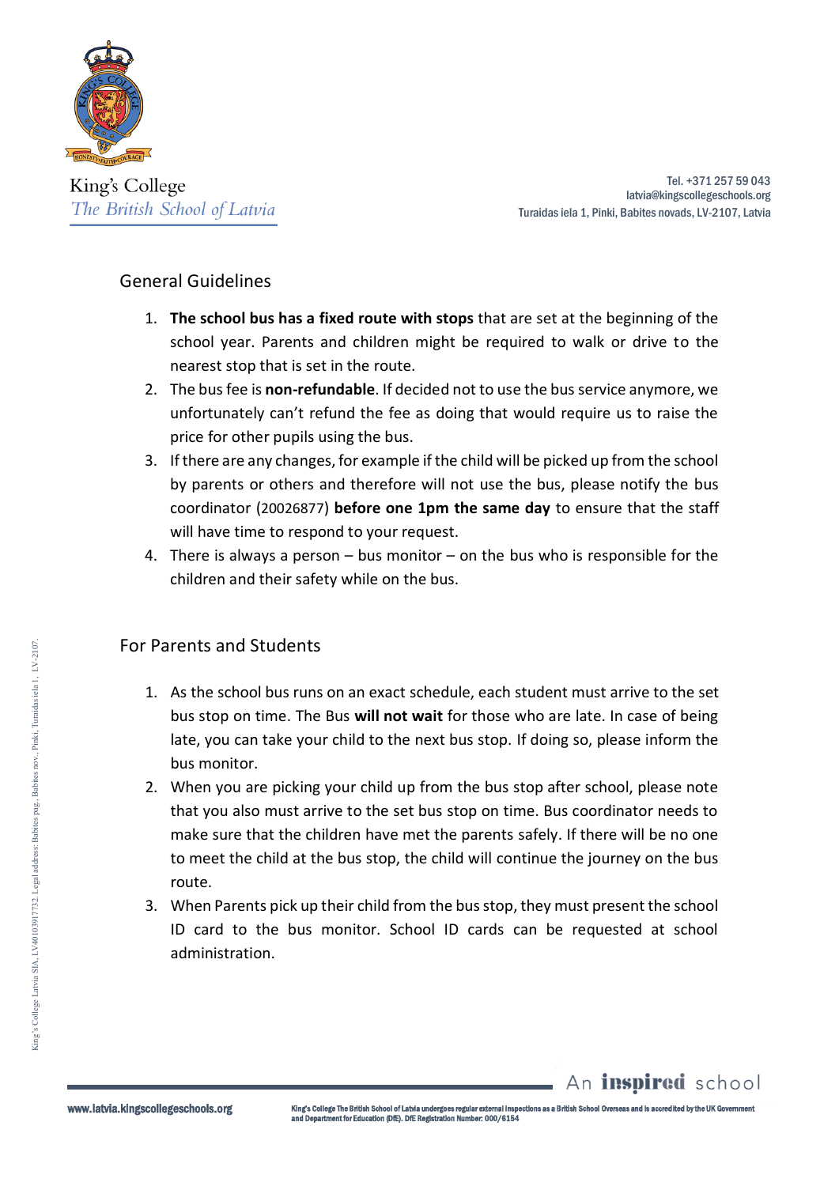King's College
*The British School of Latvia*

Tel. +371 257 59 043
latvia@kingscollegeschools.org
Turaidas iela 1, Pinki, Babites novads, LV-2107, Latvia

## General Guidelines

1. **The school bus has a fixed route with stops** that are set at the beginning of the school year. Parents and children might be required to walk or drive to the nearest stop that is set in the route.
2. The bus fee is **non-refundable**. If decided not to use the bus service anymore, we unfortunately can't refund the fee as doing that would require us to raise the price for other pupils using the bus.
3. If there are any changes, for example if the child will be picked up from the school by parents or others and therefore will not use the bus, please notify the bus coordinator (20026877) **before one 1pm the same day** to ensure that the staff will have time to respond to your request.
4. There is always a person – bus monitor – on the bus who is responsible for the children and their safety while on the bus.

## For Parents and Students

1. As the school bus runs on an exact schedule, each student must arrive to the set bus stop on time. The Bus **will not wait** for those who are late. In case of being late, you can take your child to the next bus stop. If doing so, please inform the bus monitor.
2. When you are picking your child up from the bus stop after school, please note that you also must arrive to the set bus stop on time. Bus coordinator needs to make sure that the children have met the parents safely. If there will be no one to meet the child at the bus stop, the child will continue the journey on the bus route.
3. When Parents pick up their child from the bus stop, they must present the school ID card to the bus monitor. School ID cards can be requested at school administration.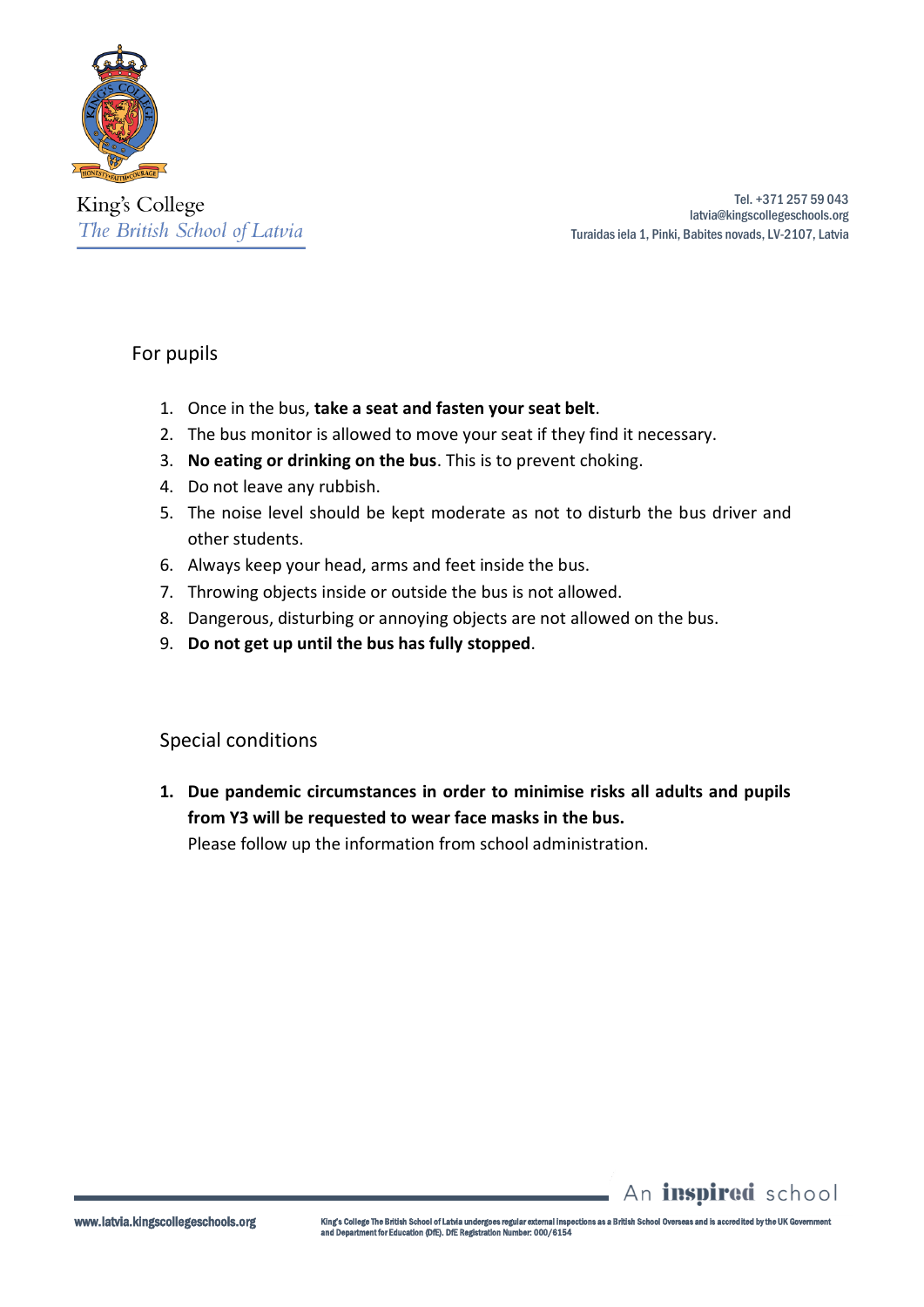## For pupils

1. Once in the bus, **take a seat and fasten your seat belt**.
2. The bus monitor is allowed to move your seat if they find it necessary.
3. **No eating or drinking on the bus**. This is to prevent choking.
4. Do not leave any rubbish.
5. The noise level should be kept moderate as not to disturb the bus driver and other students.
6. Always keep your head, arms and feet inside the bus.
7. Throwing objects inside or outside the bus is not allowed.
8. Dangerous, disturbing or annoying objects are not allowed on the bus.
9. **Do not get up until the bus has fully stopped**.

## Special conditions

1. **Due pandemic circumstances in order to minimise risks all adults and pupils from Y3 will be requested to wear face masks in the bus.**
   Please follow up the information from school administration.